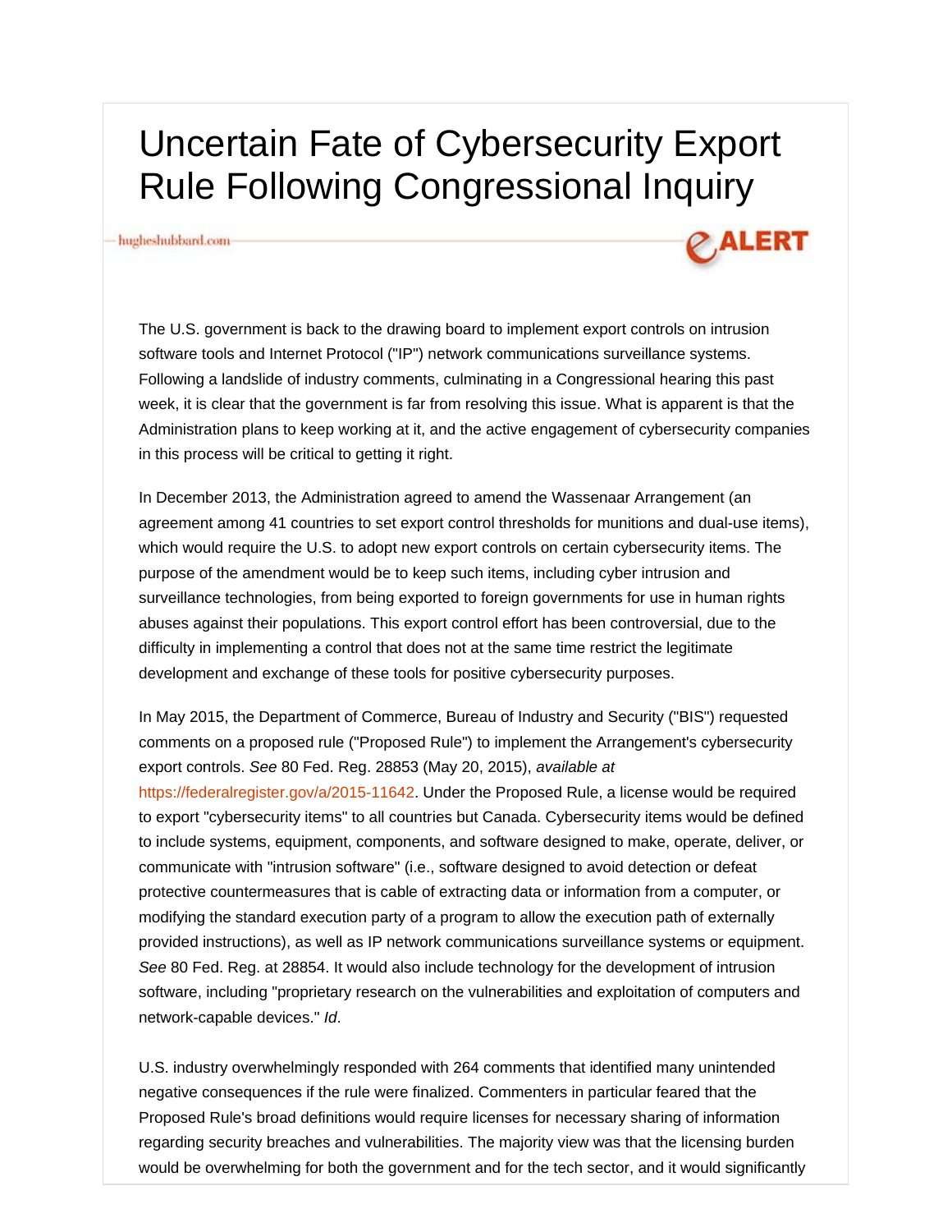# Uncertain Fate of Cybersecurity Export Rule Following Congressional Inquiry

hugheshubbard.com

eALERT

The U.S. government is back to the drawing board to implement export controls on intrusion software tools and Internet Protocol ("IP") network communications surveillance systems. Following a landslide of industry comments, culminating in a Congressional hearing this past week, it is clear that the government is far from resolving this issue. What is apparent is that the Administration plans to keep working at it, and the active engagement of cybersecurity companies in this process will be critical to getting it right.

In December 2013, the Administration agreed to amend the Wassenaar Arrangement (an agreement among 41 countries to set export control thresholds for munitions and dual-use items), which would require the U.S. to adopt new export controls on certain cybersecurity items. The purpose of the amendment would be to keep such items, including cyber intrusion and surveillance technologies, from being exported to foreign governments for use in human rights abuses against their populations. This export control effort has been controversial, due to the difficulty in implementing a control that does not at the same time restrict the legitimate development and exchange of these tools for positive cybersecurity purposes.

In May 2015, the Department of Commerce, Bureau of Industry and Security ("BIS") requested comments on a proposed rule ("Proposed Rule") to implement the Arrangement's cybersecurity export controls. *See* 80 Fed. Reg. 28853 (May 20, 2015), *available at* https://federalregister.gov/a/2015-11642. Under the Proposed Rule, a license would be required to export "cybersecurity items" to all countries but Canada. Cybersecurity items would be defined to include systems, equipment, components, and software designed to make, operate, deliver, or communicate with "intrusion software" (i.e., software designed to avoid detection or defeat protective countermeasures that is cable of extracting data or information from a computer, or modifying the standard execution party of a program to allow the execution path of externally provided instructions), as well as IP network communications surveillance systems or equipment. *See* 80 Fed. Reg. at 28854. It would also include technology for the development of intrusion software, including "proprietary research on the vulnerabilities and exploitation of computers and network-capable devices." *Id*.

U.S. industry overwhelmingly responded with 264 comments that identified many unintended negative consequences if the rule were finalized. Commenters in particular feared that the Proposed Rule's broad definitions would require licenses for necessary sharing of information regarding security breaches and vulnerabilities. The majority view was that the licensing burden would be overwhelming for both the government and for the tech sector, and it would significantly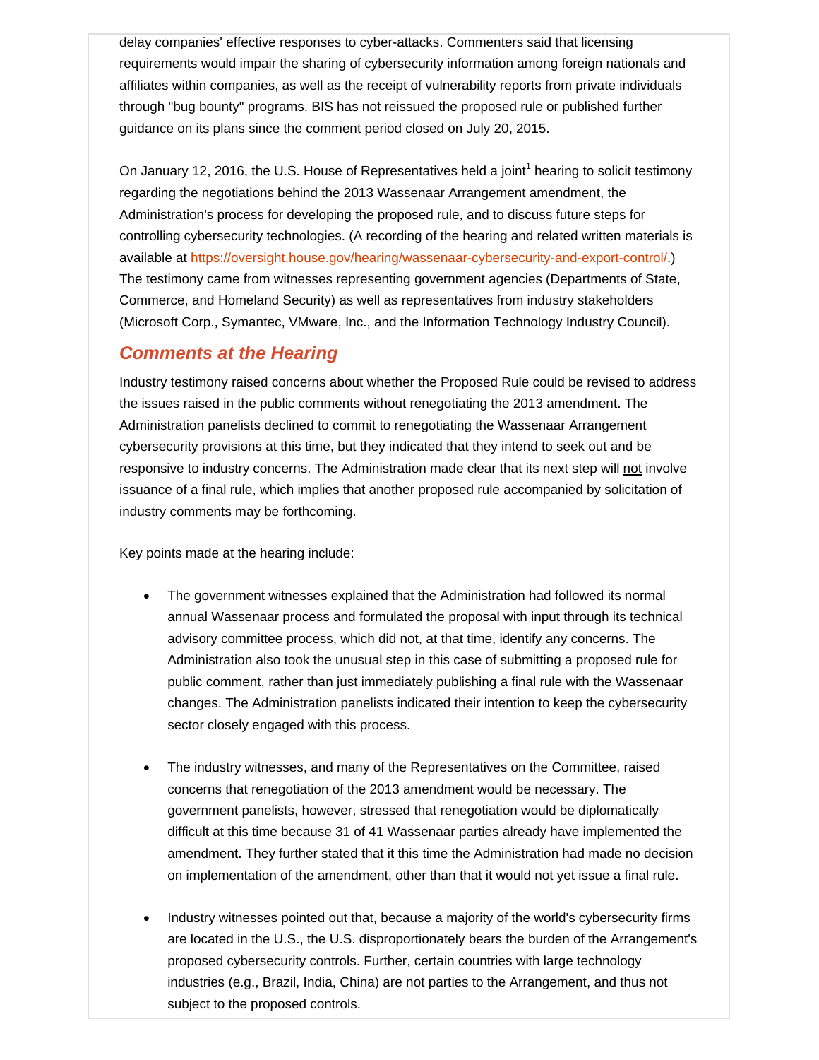delay companies' effective responses to cyber-attacks. Commenters said that licensing requirements would impair the sharing of cybersecurity information among foreign nationals and affiliates within companies, as well as the receipt of vulnerability reports from private individuals through "bug bounty" programs. BIS has not reissued the proposed rule or published further guidance on its plans since the comment period closed on July 20, 2015.

On January 12, 2016, the U.S. House of Representatives held a joint[1] hearing to solicit testimony regarding the negotiations behind the 2013 Wassenaar Arrangement amendment, the Administration's process for developing the proposed rule, and to discuss future steps for controlling cybersecurity technologies. (A recording of the hearing and related written materials is available at https://oversight.house.gov/hearing/wassenaar-cybersecurity-and-export-control/.) The testimony came from witnesses representing government agencies (Departments of State, Commerce, and Homeland Security) as well as representatives from industry stakeholders (Microsoft Corp., Symantec, VMware, Inc., and the Information Technology Industry Council).

## *Comments at the Hearing*

Industry testimony raised concerns about whether the Proposed Rule could be revised to address the issues raised in the public comments without renegotiating the 2013 amendment. The Administration panelists declined to commit to renegotiating the Wassenaar Arrangement cybersecurity provisions at this time, but they indicated that they intend to seek out and be responsive to industry concerns. The Administration made clear that its next step will not involve issuance of a final rule, which implies that another proposed rule accompanied by solicitation of industry comments may be forthcoming.

Key points made at the hearing include:

- The government witnesses explained that the Administration had followed its normal annual Wassenaar process and formulated the proposal with input through its technical advisory committee process, which did not, at that time, identify any concerns. The Administration also took the unusual step in this case of submitting a proposed rule for public comment, rather than just immediately publishing a final rule with the Wassenaar changes. The Administration panelists indicated their intention to keep the cybersecurity sector closely engaged with this process.

- The industry witnesses, and many of the Representatives on the Committee, raised concerns that renegotiation of the 2013 amendment would be necessary. The government panelists, however, stressed that renegotiation would be diplomatically difficult at this time because 31 of 41 Wassenaar parties already have implemented the amendment. They further stated that it this time the Administration had made no decision on implementation of the amendment, other than that it would not yet issue a final rule.

- Industry witnesses pointed out that, because a majority of the world's cybersecurity firms are located in the U.S., the U.S. disproportionately bears the burden of the Arrangement's proposed cybersecurity controls. Further, certain countries with large technology industries (e.g., Brazil, India, China) are not parties to the Arrangement, and thus not subject to the proposed controls.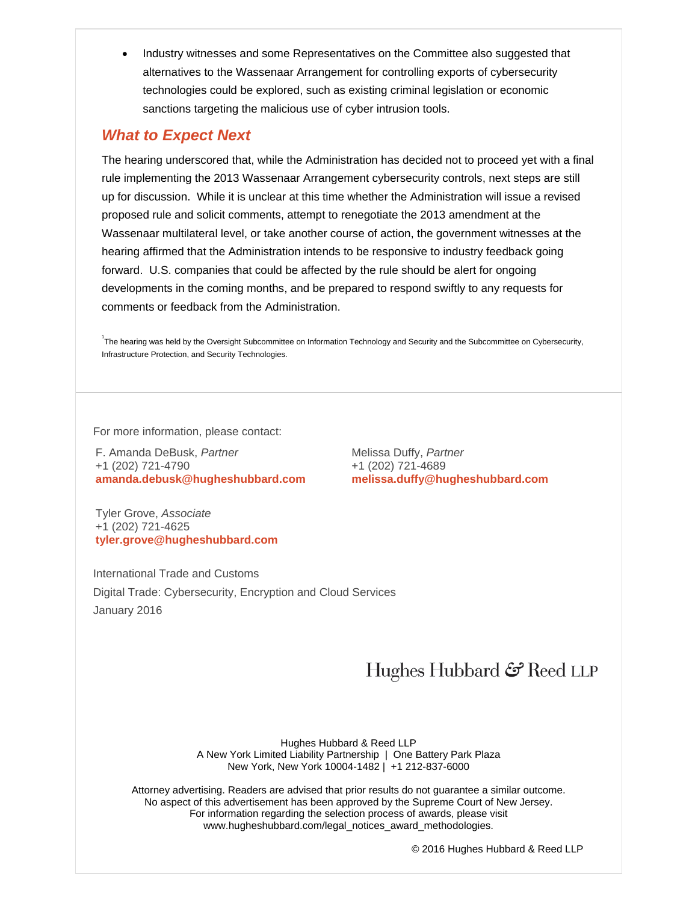- Industry witnesses and some Representatives on the Committee also suggested that alternatives to the Wassenaar Arrangement for controlling exports of cybersecurity technologies could be explored, such as existing criminal legislation or economic sanctions targeting the malicious use of cyber intrusion tools.

## *What to Expect Next*

The hearing underscored that, while the Administration has decided not to proceed yet with a final rule implementing the 2013 Wassenaar Arrangement cybersecurity controls, next steps are still up for discussion. While it is unclear at this time whether the Administration will issue a revised proposed rule and solicit comments, attempt to renegotiate the 2013 amendment at the Wassenaar multilateral level, or take another course of action, the government witnesses at the hearing affirmed that the Administration intends to be responsive to industry feedback going forward. U.S. companies that could be affected by the rule should be alert for ongoing developments in the coming months, and be prepared to respond swiftly to any requests for comments or feedback from the Administration.

[1] The hearing was held by the Oversight Subcommittee on Information Technology and Security and the Subcommittee on Cybersecurity, Infrastructure Protection, and Security Technologies.

---

For more information, please contact:

F. Amanda DeBusk, *Partner*
+1 (202) 721-4790
**amanda.debusk@hugheshubbard.com**

Melissa Duffy, *Partner*
+1 (202) 721-4689
**melissa.duffy@hugheshubbard.com**

Tyler Grove, *Associate*
+1 (202) 721-4625
**tyler.grove@hugheshubbard.com**

International Trade and Customs
Digital Trade: Cybersecurity, Encryption and Cloud Services
January 2016

Hughes Hubbard & Reed LLP

Hughes Hubbard & Reed LLP
A New York Limited Liability Partnership | One Battery Park Plaza
New York, New York 10004-1482 | +1 212-837-6000

Attorney advertising. Readers are advised that prior results do not guarantee a similar outcome.
No aspect of this advertisement has been approved by the Supreme Court of New Jersey.
For information regarding the selection process of awards, please visit
www.hugheshubbard.com/legal_notices_award_methodologies.

© 2016 Hughes Hubbard & Reed LLP